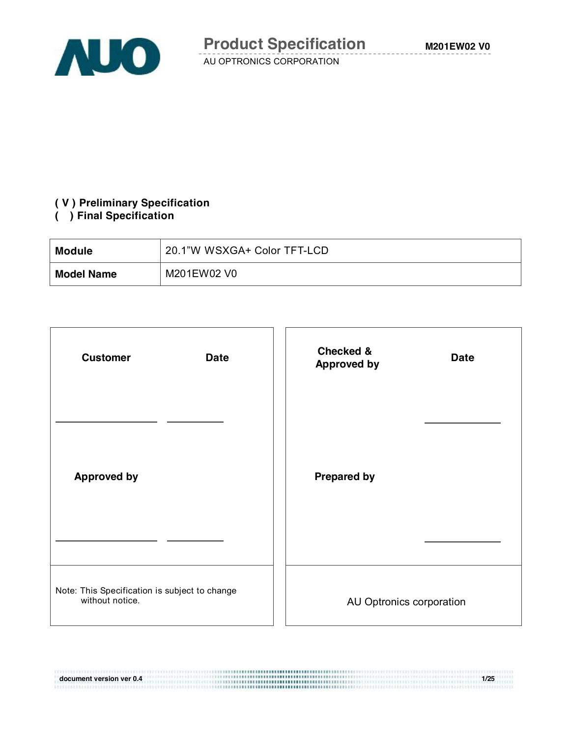# Product Specification

AU OPTRONICS CORPORATION

M201EW02 V0

**( V ) Preliminary Specification**
**(   ) Final Specification**

| **Module** | 20.1"W WSXGA+ Color TFT-LCD |
|---|---|
| **Model Name** | M201EW02 V0 |

| **Customer** | **Date** | **Checked & Approved by** | **Date** |
|---|---|---|---|
| ________ | ________ | | ________ |
| **Approved by** | | **Prepared by** | |
| ________ | ________ | | ________ |
| Note: This Specification is subject to change without notice. | | AU Optronics corporation | |

document version ver 0.4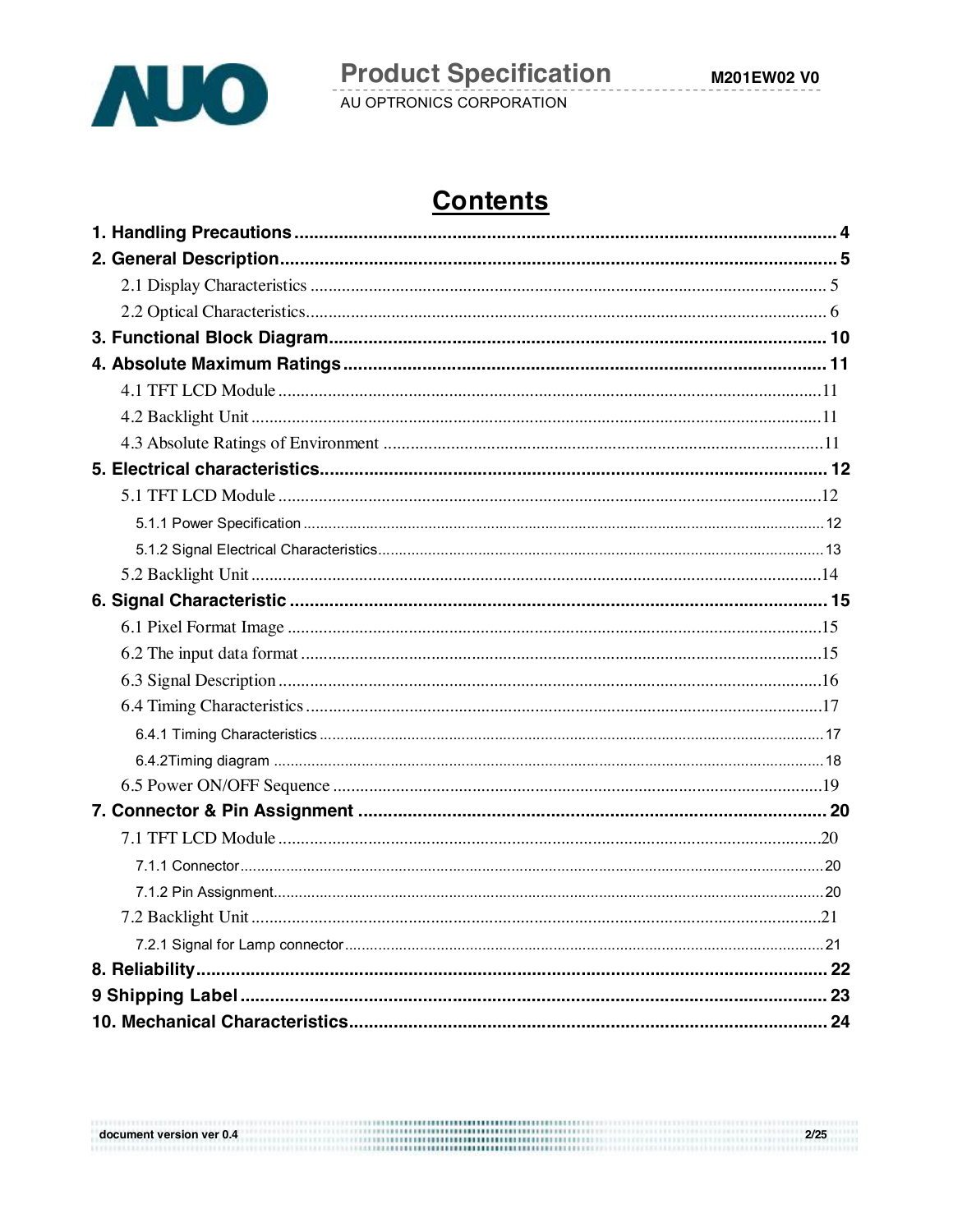# Contents

**1. Handling Precautions .................................................. 4**

**2. General Description .................................................. 5**

2.1 Display Characteristics .................................................. 5

2.2 Optical Characteristics .................................................. 6

**3. Functional Block Diagram .................................................. 10**

**4. Absolute Maximum Ratings .................................................. 11**

4.1 TFT LCD Module .................................................. 11

4.2 Backlight Unit .................................................. 11

4.3 Absolute Ratings of Environment .................................................. 11

**5. Electrical characteristics .................................................. 12**

5.1 TFT LCD Module .................................................. 12

5.1.1 Power Specification .................................................. 12

5.1.2 Signal Electrical Characteristics .................................................. 13

5.2 Backlight Unit .................................................. 14

**6. Signal Characteristic .................................................. 15**

6.1 Pixel Format Image .................................................. 15

6.2 The input data format .................................................. 15

6.3 Signal Description .................................................. 16

6.4 Timing Characteristics .................................................. 17

6.4.1 Timing Characteristics .................................................. 17

6.4.2Timing diagram .................................................. 18

6.5 Power ON/OFF Sequence .................................................. 19

**7. Connector & Pin Assignment .................................................. 20**

7.1 TFT LCD Module .................................................. 20

7.1.1 Connector .................................................. 20

7.1.2 Pin Assignment .................................................. 20

7.2 Backlight Unit .................................................. 21

7.2.1 Signal for Lamp connector .................................................. 21

**8. Reliability .................................................. 22**

**9 Shipping Label .................................................. 23**

**10. Mechanical Characteristics .................................................. 24**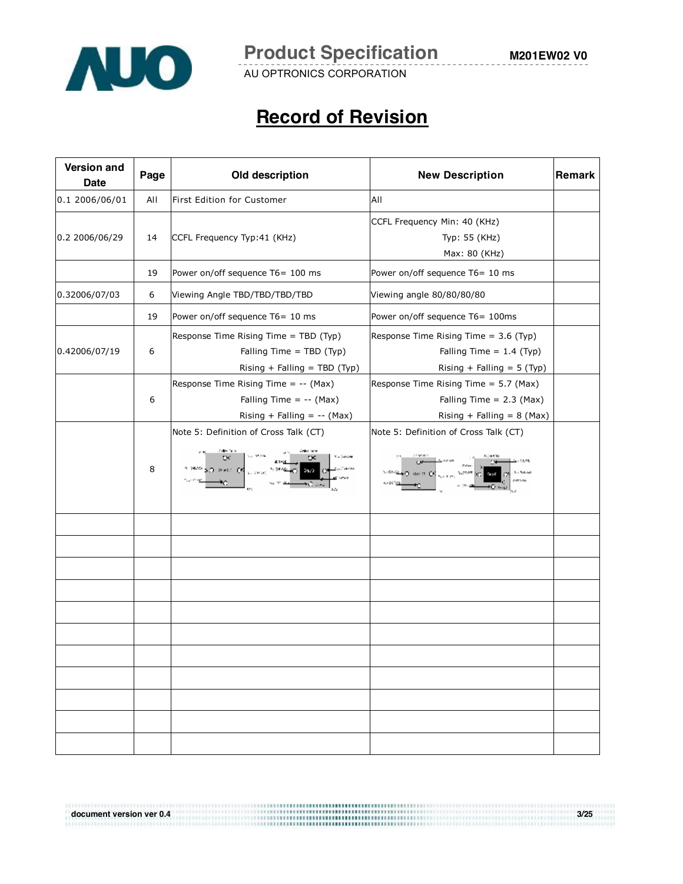# Record of Revision

| Version and Date | Page | Old description | New Description | Remark |
|---|---|---|---|---|
| 0.1 2006/06/01 | All | First Edition for Customer | All | |
| 0.2 2006/06/29 | 14 | CCFL Frequency Typ:41 (KHz) | CCFL Frequency Min: 40 (KHz)<br>Typ: 55 (KHz)<br>Max: 80 (KHz) | |
| | 19 | Power on/off sequence T6= 100 ms | Power on/off sequence T6= 10 ms | |
| 0.32006/07/03 | 6 | Viewing Angle TBD/TBD/TBD/TBD | Viewing angle 80/80/80/80 | |
| | 19 | Power on/off sequence T6= 10 ms | Power on/off sequence T6= 100ms | |
| 0.42006/07/19 | 6 | Response Time Rising Time = TBD (Typ)<br>Falling Time = TBD (Typ)<br>Rising + Falling = TBD (Typ) | Response Time Rising Time = 3.6 (Typ)<br>Falling Time = 1.4 (Typ)<br>Rising + Falling = 5 (Typ) | |
| | 6 | Response Time Rising Time = -- (Max)<br>Falling Time = -- (Max)<br>Rising + Falling = -- (Max) | Response Time Rising Time = 5.7 (Max)<br>Falling Time = 2.3 (Max)<br>Rising + Falling = 8 (Max) | |
| | 8 | Note 5: Definition of Cross Talk (CT) | Note 5: Definition of Cross Talk (CT) | |
| | | | | |
| | | | | |
| | | | | |
| | | | | |
| | | | | |
| | | | | |
| | | | | |
| | | | | |
| | | | | |
| | | | | |
| | | | | |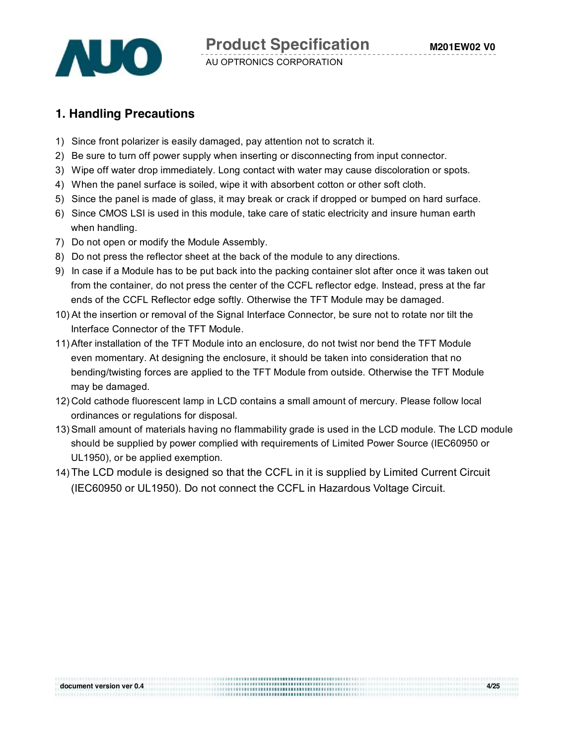# 1. Handling Precautions

1) Since front polarizer is easily damaged, pay attention not to scratch it.
2) Be sure to turn off power supply when inserting or disconnecting from input connector.
3) Wipe off water drop immediately. Long contact with water may cause discoloration or spots.
4) When the panel surface is soiled, wipe it with absorbent cotton or other soft cloth.
5) Since the panel is made of glass, it may break or crack if dropped or bumped on hard surface.
6) Since CMOS LSI is used in this module, take care of static electricity and insure human earth when handling.
7) Do not open or modify the Module Assembly.
8) Do not press the reflector sheet at the back of the module to any directions.
9) In case if a Module has to be put back into the packing container slot after once it was taken out from the container, do not press the center of the CCFL reflector edge. Instead, press at the far ends of the CCFL Reflector edge softly. Otherwise the TFT Module may be damaged.
10) At the insertion or removal of the Signal Interface Connector, be sure not to rotate nor tilt the Interface Connector of the TFT Module.
11) After installation of the TFT Module into an enclosure, do not twist nor bend the TFT Module even momentary. At designing the enclosure, it should be taken into consideration that no bending/twisting forces are applied to the TFT Module from outside. Otherwise the TFT Module may be damaged.
12) Cold cathode fluorescent lamp in LCD contains a small amount of mercury. Please follow local ordinances or regulations for disposal.
13) Small amount of materials having no flammability grade is used in the LCD module. The LCD module should be supplied by power complied with requirements of Limited Power Source (IEC60950 or UL1950), or be applied exemption.
14) The LCD module is designed so that the CCFL in it is supplied by Limited Current Circuit (IEC60950 or UL1950). Do not connect the CCFL in Hazardous Voltage Circuit.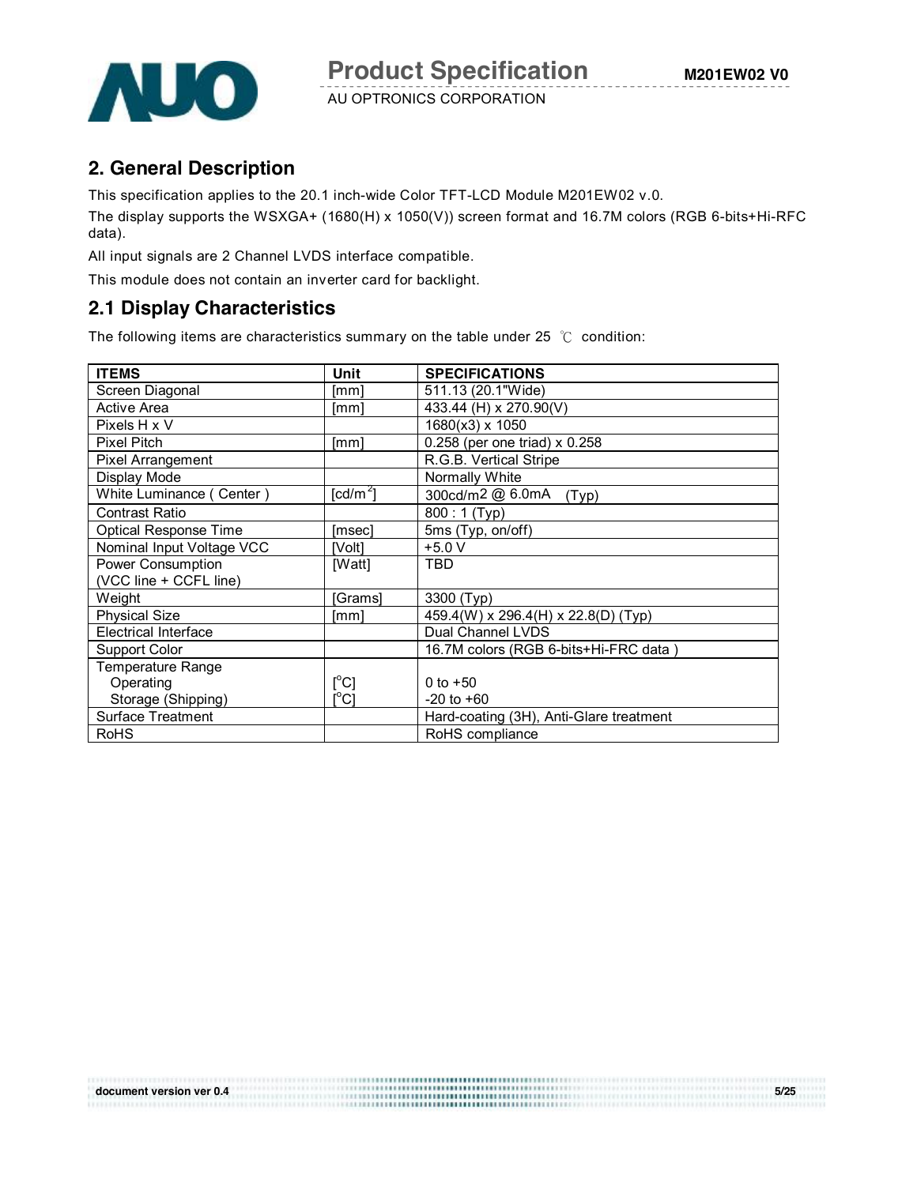## 2. General Description

This specification applies to the 20.1 inch-wide Color TFT-LCD Module M201EW02 v.0.

The display supports the WSXGA+ (1680(H) x 1050(V)) screen format and 16.7M colors (RGB 6-bits+Hi-RFC data).

All input signals are 2 Channel LVDS interface compatible.

This module does not contain an inverter card for backlight.

## 2.1 Display Characteristics

The following items are characteristics summary on the table under 25 ℃ condition:

| ITEMS | Unit | SPECIFICATIONS |
|---|---|---|
| Screen Diagonal | [mm] | 511.13 (20.1"Wide) |
| Active Area | [mm] | 433.44 (H) x 270.90(V) |
| Pixels H x V | | 1680(x3) x 1050 |
| Pixel Pitch | [mm] | 0.258 (per one triad) x 0.258 |
| Pixel Arrangement | | R.G.B. Vertical Stripe |
| Display Mode | | Normally White |
| White Luminance ( Center ) | [cd/m$^2$] | 300cd/m2 @ 6.0mA (Typ) |
| Contrast Ratio | | 800 : 1 (Typ) |
| Optical Response Time | [msec] | 5ms (Typ, on/off) |
| Nominal Input Voltage VCC | [Volt] | +5.0 V |
| Power Consumption (VCC line + CCFL line) | [Watt] | TBD |
| Weight | [Grams] | 3300 (Typ) |
| Physical Size | [mm] | 459.4(W) x 296.4(H) x 22.8(D) (Typ) |
| Electrical Interface | | Dual Channel LVDS |
| Support Color | | 16.7M colors (RGB 6-bits+Hi-FRC data ) |
| Temperature Range<br>Operating<br>Storage (Shipping) | <br>[$^o$C]<br>[$^o$C] | <br>0 to +50<br>-20 to +60 |
| Surface Treatment | | Hard-coating (3H), Anti-Glare treatment |
| RoHS | | RoHS compliance |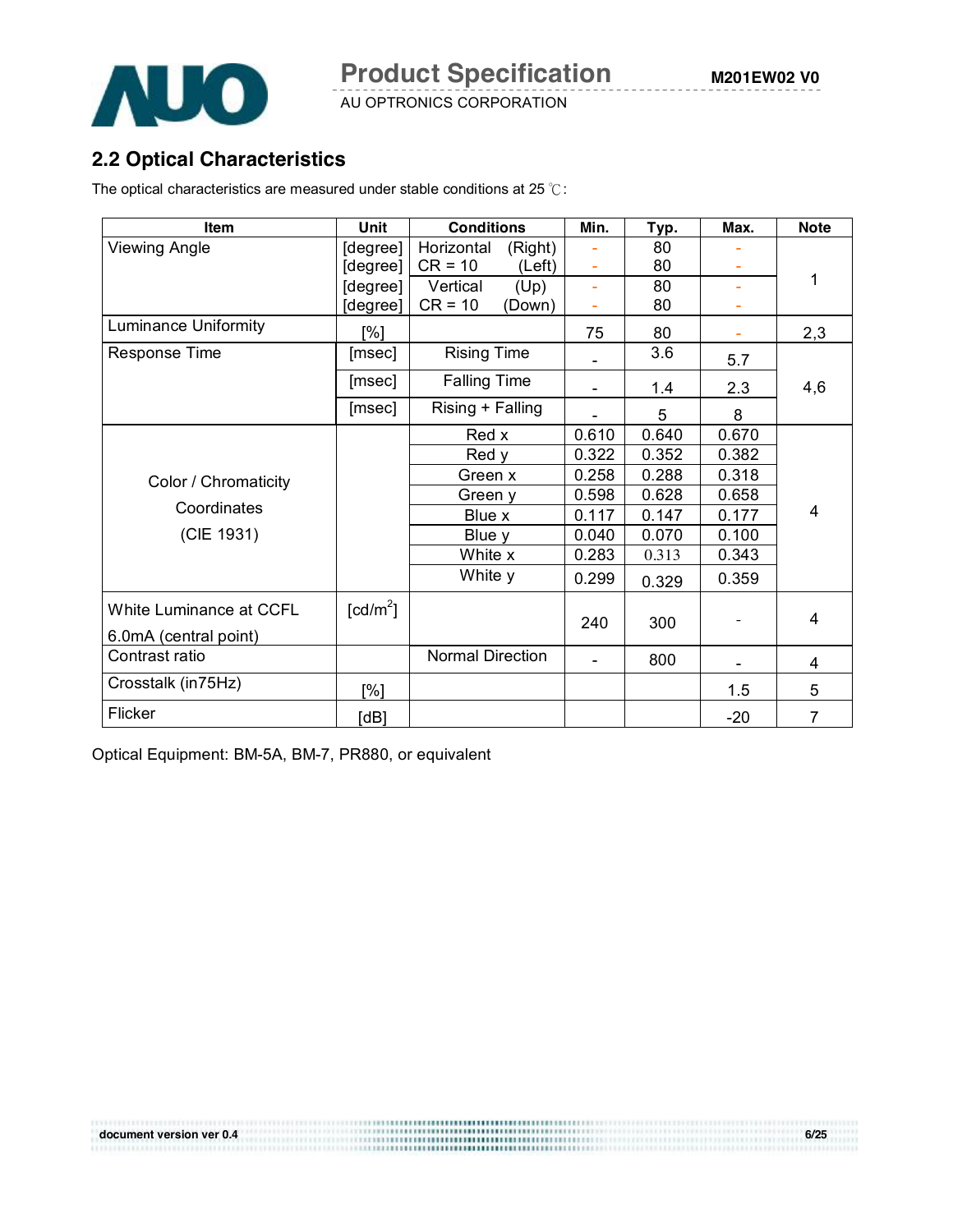## 2.2 Optical Characteristics

The optical characteristics are measured under stable conditions at 25 ℃:

| Item | Unit | Conditions | Min. | Typ. | Max. | Note |
|---|---|---|---|---|---|---|
| Viewing Angle | [degree] | Horizontal (Right) | - | 80 | - | 1 |
| | [degree] | CR = 10 (Left) | - | 80 | - | |
| | [degree] | Vertical (Up) | - | 80 | - | |
| | [degree] | CR = 10 (Down) | - | 80 | - | |
| Luminance Uniformity | [%] | | 75 | 80 | - | 2,3 |
| Response Time | [msec] | Rising Time | - | 3.6 | 5.7 | 4,6 |
| | [msec] | Falling Time | - | 1.4 | 2.3 | |
| | [msec] | Rising + Falling | - | 5 | 8 | |
| Color / Chromaticity Coordinates (CIE 1931) | | Red x | 0.610 | 0.640 | 0.670 | 4 |
| | | Red y | 0.322 | 0.352 | 0.382 | |
| | | Green x | 0.258 | 0.288 | 0.318 | |
| | | Green y | 0.598 | 0.628 | 0.658 | |
| | | Blue x | 0.117 | 0.147 | 0.177 | |
| | | Blue y | 0.040 | 0.070 | 0.100 | |
| | | White x | 0.283 | 0.313 | 0.343 | |
| | | White y | 0.299 | 0.329 | 0.359 | |
| White Luminance at CCFL 6.0mA (central point) | [cd/m$^2$] | | 240 | 300 | - | 4 |
| Contrast ratio | | Normal Direction | - | 800 | - | 4 |
| Crosstalk (in75Hz) | [%] | | | | 1.5 | 5 |
| Flicker | [dB] | | | | -20 | 7 |

Optical Equipment: BM-5A, BM-7, PR880, or equivalent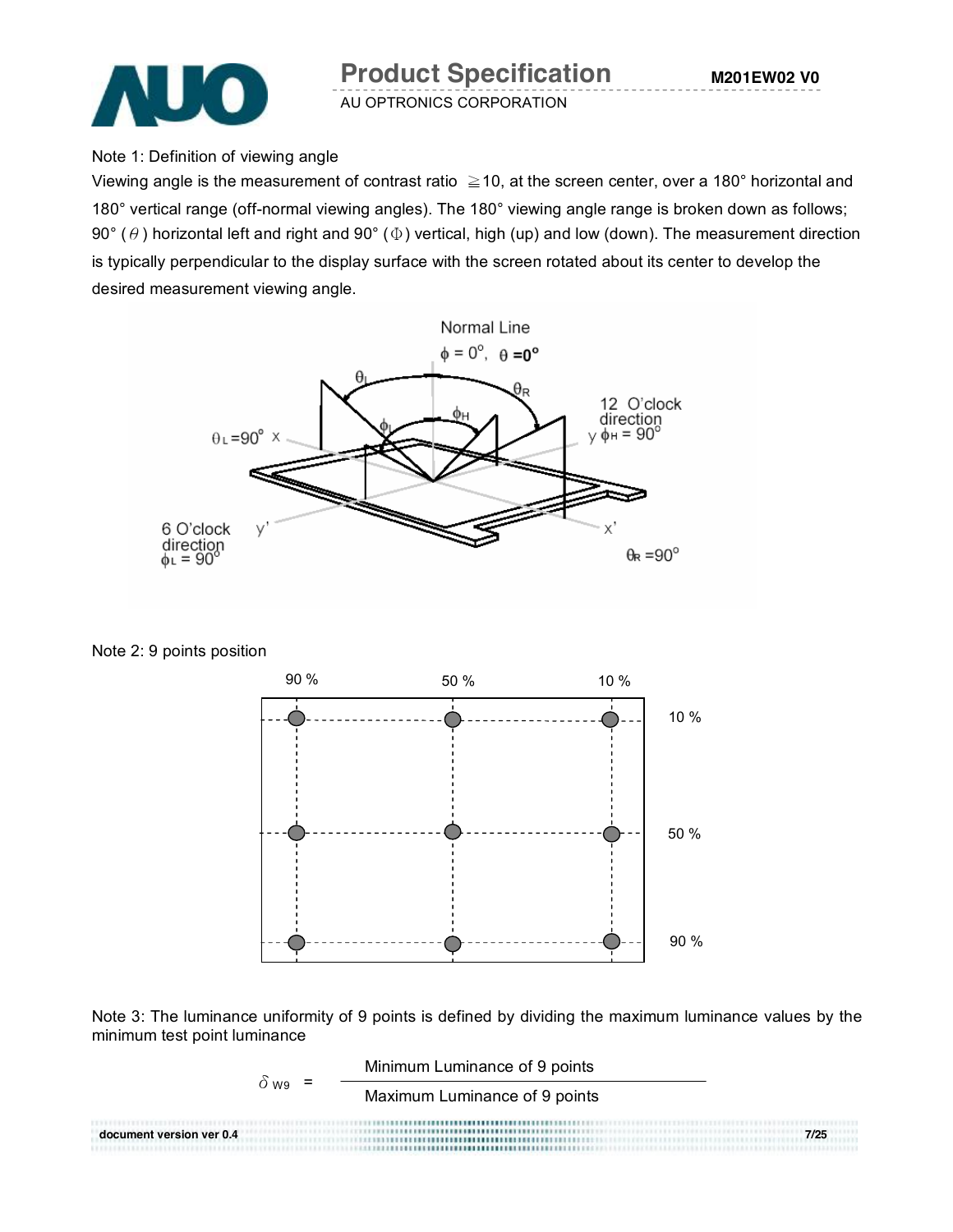Note 1: Definition of viewing angle

Viewing angle is the measurement of contrast ratio ≧10, at the screen center, over a 180° horizontal and 180° vertical range (off-normal viewing angles). The 180° viewing angle range is broken down as follows; 90° ($\theta$) horizontal left and right and 90° ($\Phi$) vertical, high (up) and low (down). The measurement direction is typically perpendicular to the display surface with the screen rotated about its center to develop the desired measurement viewing angle.

Note 2: 9 points position

Note 3: The luminance uniformity of 9 points is defined by dividing the maximum luminance values by the minimum test point luminance

$$\delta_{W9} = \frac{\text{Minimum Luminance of 9 points}}{\text{Maximum Luminance of 9 points}}$$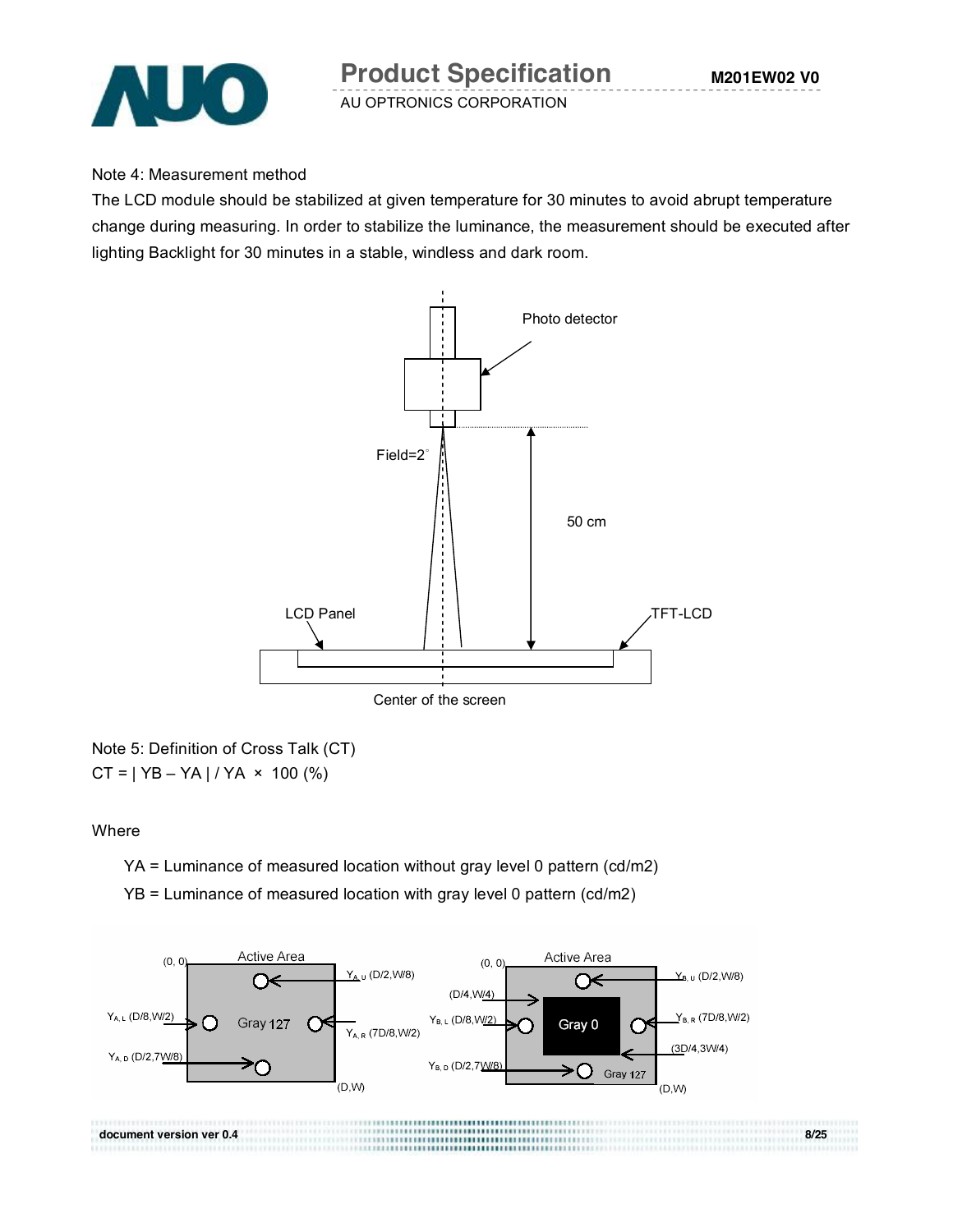Note 4: Measurement method

The LCD module should be stabilized at given temperature for 30 minutes to avoid abrupt temperature change during measuring. In order to stabilize the luminance, the measurement should be executed after lighting Backlight for 30 minutes in a stable, windless and dark room.

Photo detector

Field=2°

50 cm

LCD Panel

TFT-LCD

Center of the screen

Note 5: Definition of Cross Talk (CT)

CT = | YB – YA | / YA × 100 (%)

Where

YA = Luminance of measured location without gray level 0 pattern (cd/m2)

YB = Luminance of measured location with gray level 0 pattern (cd/m2)

(0, 0) Active Area $Y_{A,U}$ (D/2,W/8)

$Y_{A,L}$ (D/8,W/2) Gray 127 $Y_{A,R}$ (7D/8,W/2)

$Y_{A,D}$ (D/2,7W/8) (D,W)

(0, 0) Active Area $Y_{B,U}$ (D/2,W/8)

(D/4,W/4)

$Y_{B,L}$ (D/8,W/2) Gray 0 $Y_{B,R}$ (7D/8,W/2)

(3D/4,3W/4)

$Y_{B,D}$ (D/2,7W/8) Gray 127 (D,W)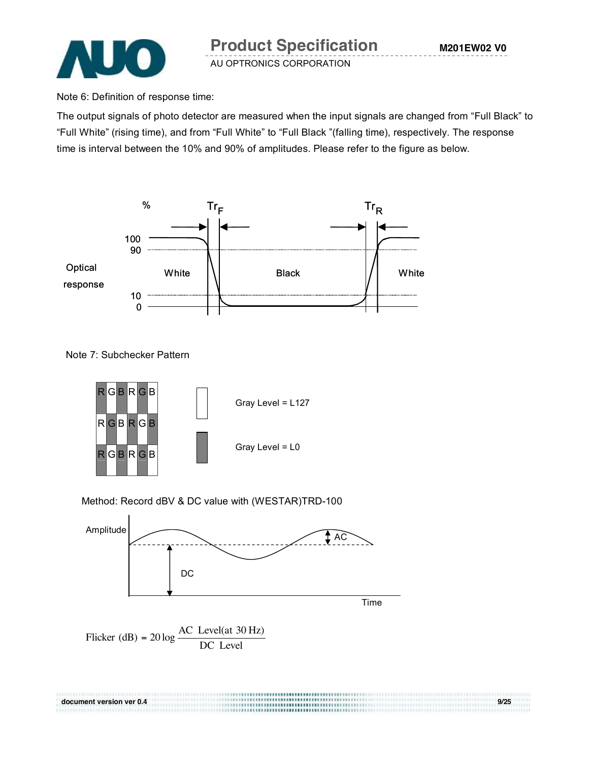Note 6: Definition of response time:

The output signals of photo detector are measured when the input signals are changed from “Full Black” to “Full White” (rising time), and from “Full White” to “Full Black ”(falling time), respectively. The response time is interval between the 10% and 90% of amplitudes. Please refer to the figure as below.

Note 7: Subchecker Pattern

Gray Level = L127

Gray Level = L0

Method: Record dBV & DC value with (WESTAR)TRD-100

$$\text{Flicker (dB)} = 20\log\frac{\text{AC Level(at 30 Hz)}}{\text{DC Level}}$$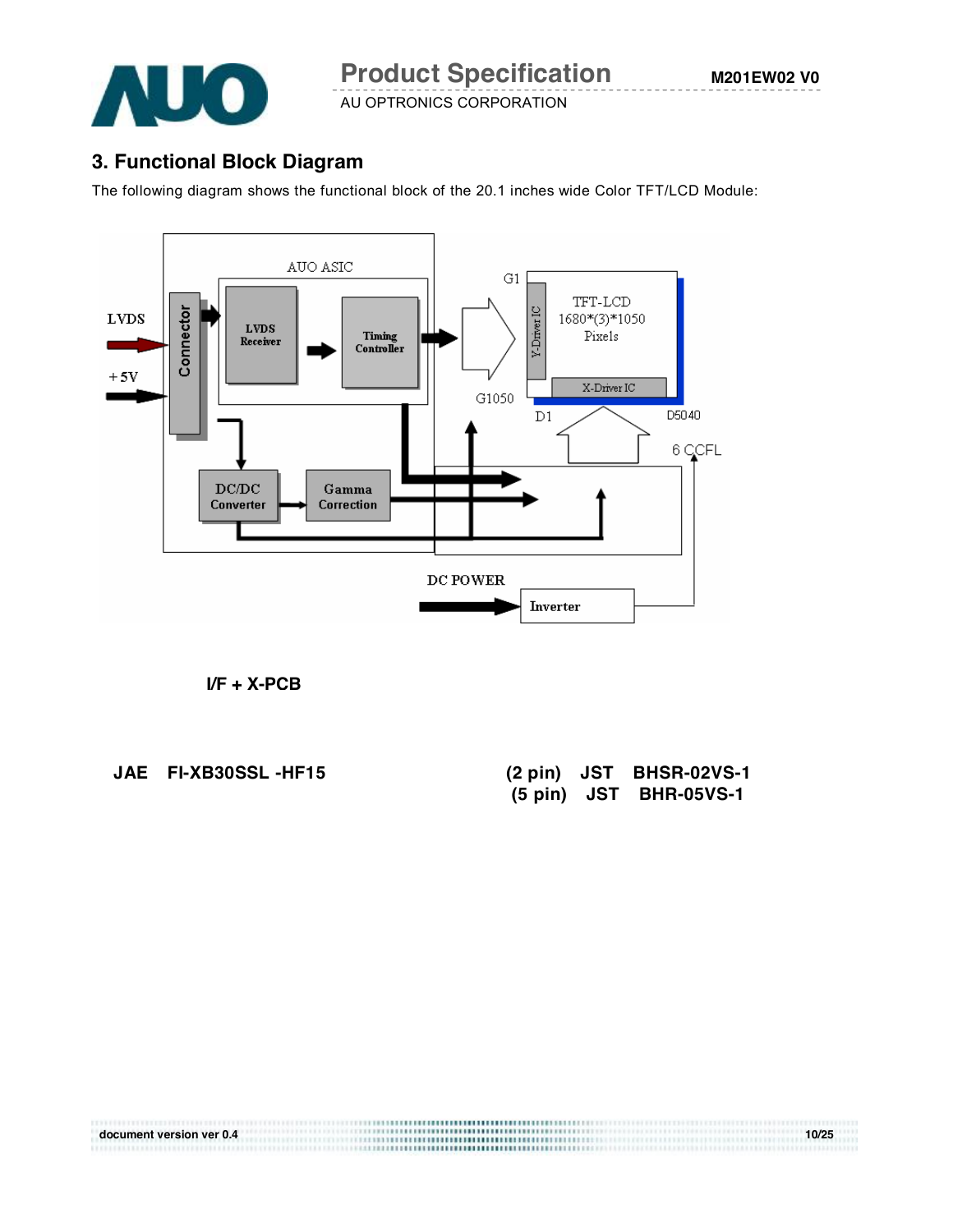## 3. Functional Block Diagram

The following diagram shows the functional block of the 20.1 inches wide Color TFT/LCD Module:

AUO ASIC

LVDS

+5V

Connector

LVDS Receiver

Timing Controller

G1

G1050

Y-Driver IC

TFT-LCD 1680*(3)*1050 Pixels

X-Driver IC

D1

D5040

6 CCFL

DC/DC Converter

Gamma Correction

DC POWER

Inverter

**I/F + X-PCB**

**JAE FI-XB30SSL -HF15**

**(2 pin) JST BHSR-02VS-1**
**(5 pin) JST BHR-05VS-1**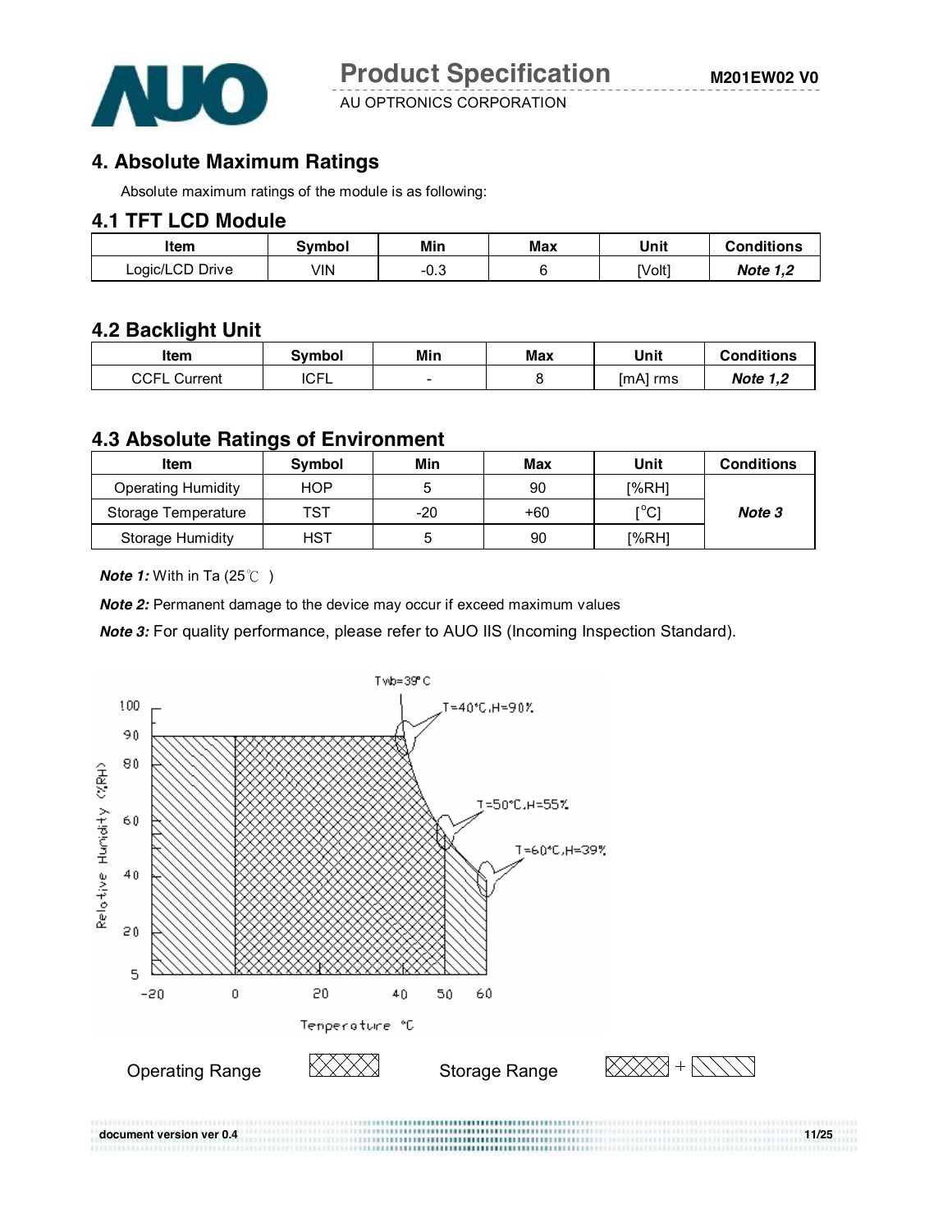## 4. Absolute Maximum Ratings

Absolute maximum ratings of the module is as following:

### 4.1 TFT LCD Module

| Item | Symbol | Min | Max | Unit | Conditions |
|---|---|---|---|---|---|
| Logic/LCD Drive | VIN | -0.3 | 6 | [Volt] | ***Note 1,2*** |

### 4.2 Backlight Unit

| Item | Symbol | Min | Max | Unit | Conditions |
|---|---|---|---|---|---|
| CCFL Current | ICFL | - | 8 | [mA] rms | ***Note 1,2*** |

### 4.3 Absolute Ratings of Environment

| Item | Symbol | Min | Max | Unit | Conditions |
|---|---|---|---|---|---|
| Operating Humidity | HOP | 5 | 90 | [%RH] | ***Note 3*** |
| Storage Temperature | TST | -20 | +60 | [°C] | |
| Storage Humidity | HST | 5 | 90 | [%RH] | |

***Note 1:*** With in Ta (25℃ )

***Note 2:*** Permanent damage to the device may occur if exceed maximum values

***Note 3:*** For quality performance, please refer to AUO IIS (Incoming Inspection Standard).

Twb=39°C

T=40°C,H=90%

T=50°C,H=55%

T=60°C,H=39%

Relative Humidity (%RH)

Temperature °C

Operating Range

Storage Range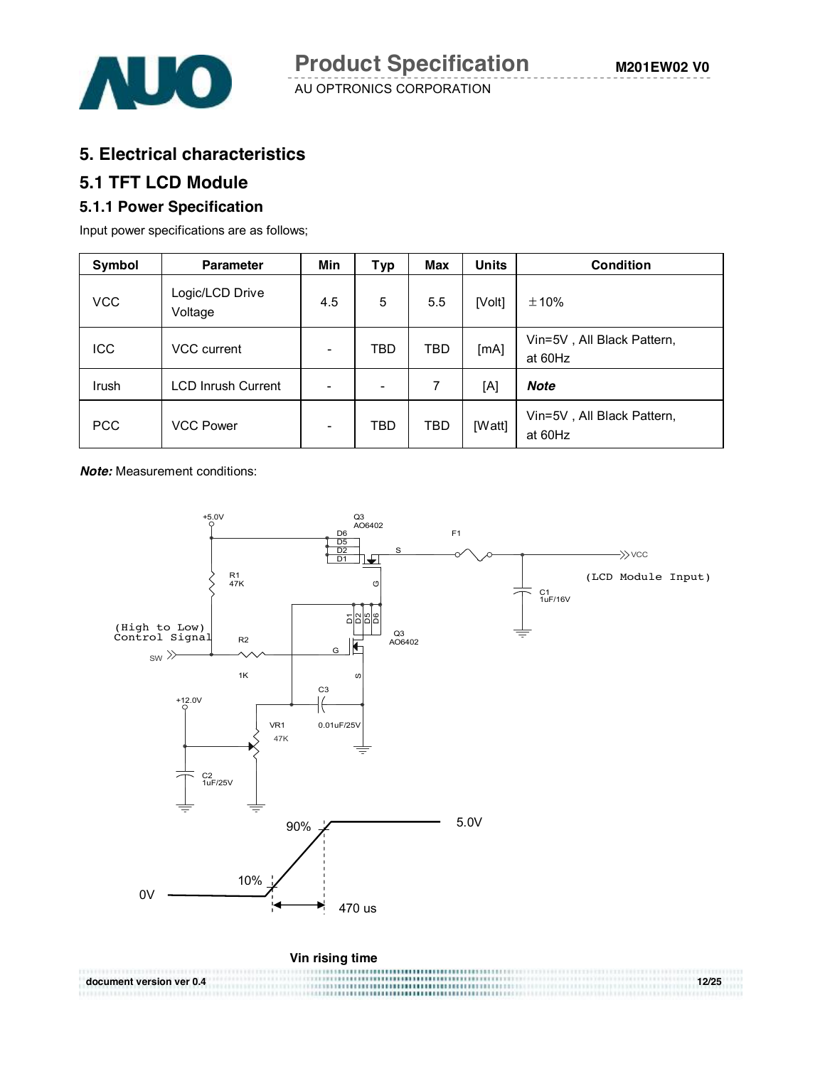# 5. Electrical characteristics

## 5.1 TFT LCD Module

### 5.1.1 Power Specification

Input power specifications are as follows;

| Symbol | Parameter | Min | Typ | Max | Units | Condition |
|---|---|---|---|---|---|---|
| VCC | Logic/LCD Drive Voltage | 4.5 | 5 | 5.5 | [Volt] | ±10% |
| ICC | VCC current | - | TBD | TBD | [mA] | Vin=5V , All Black Pattern, at 60Hz |
| Irush | LCD Inrush Current | - | - | 7 | [A] | ***Note*** |
| PCC | VCC Power | - | TBD | TBD | [Watt] | Vin=5V , All Black Pattern, at 60Hz |

***Note:*** Measurement conditions:

+5.0V, Q3 AO6402, D6, D5, D2, D1, S, G, F1, VCC (LCD Module Input), C1 1uF/16V, R1 47K, (High to Low) Control Signal, SW, R2 1K, G, Q3 AO6402, D1 D2 D5 D6, S, +12.0V, C3 0.01uF/25V, VR1 47K, C2 1uF/25V

90%, 5.0V, 10%, 0V, 470 us

**Vin rising time**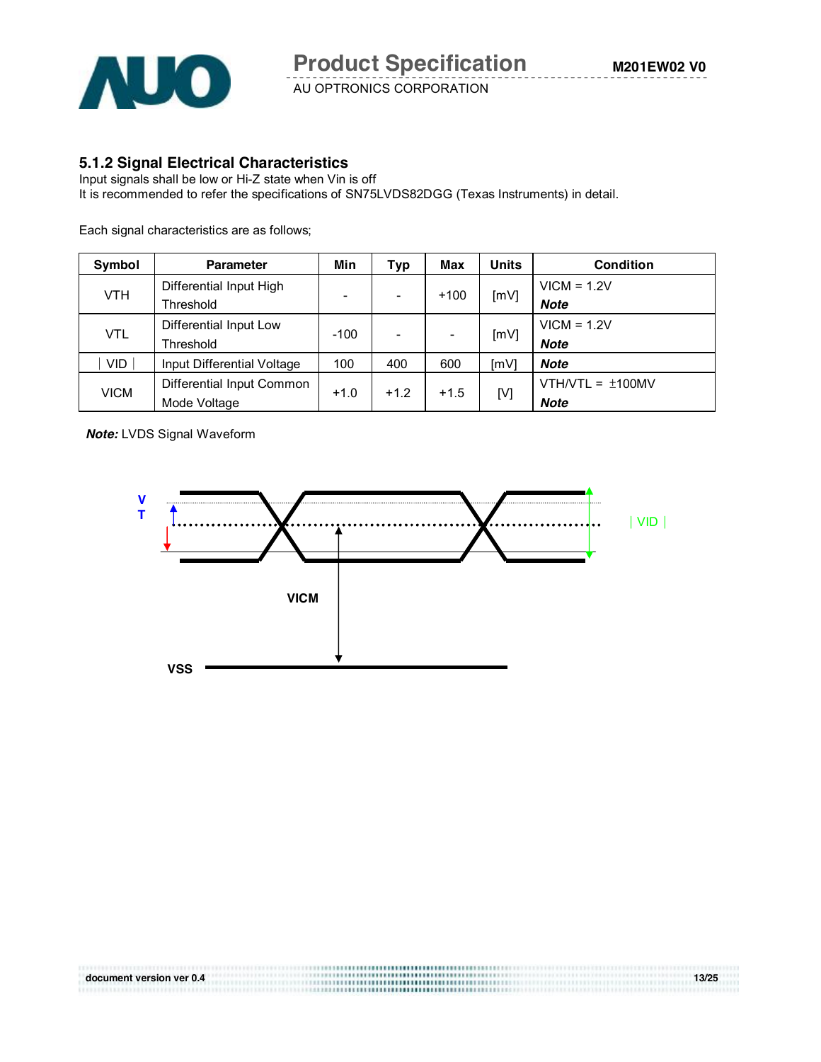### 5.1.2 Signal Electrical Characteristics

Input signals shall be low or Hi-Z state when Vin is off
It is recommended to refer the specifications of SN75LVDS82DGG (Texas Instruments) in detail.

Each signal characteristics are as follows;

| Symbol | Parameter | Min | Typ | Max | Units | Condition |
|---|---|---|---|---|---|---|
| VTH | Differential Input High Threshold | - | - | +100 | [mV] | VICM = 1.2V ***Note*** |
| VTL | Differential Input Low Threshold | -100 | - | - | [mV] | VICM = 1.2V ***Note*** |
| \| VID \| | Input Differential Voltage | 100 | 400 | 600 | [mV] | ***Note*** |
| VICM | Differential Input Common Mode Voltage | +1.0 | +1.2 | +1.5 | [V] | VTH/VTL = ±100MV ***Note*** |

***Note:*** LVDS Signal Waveform

VT

| VID |

VICM

VSS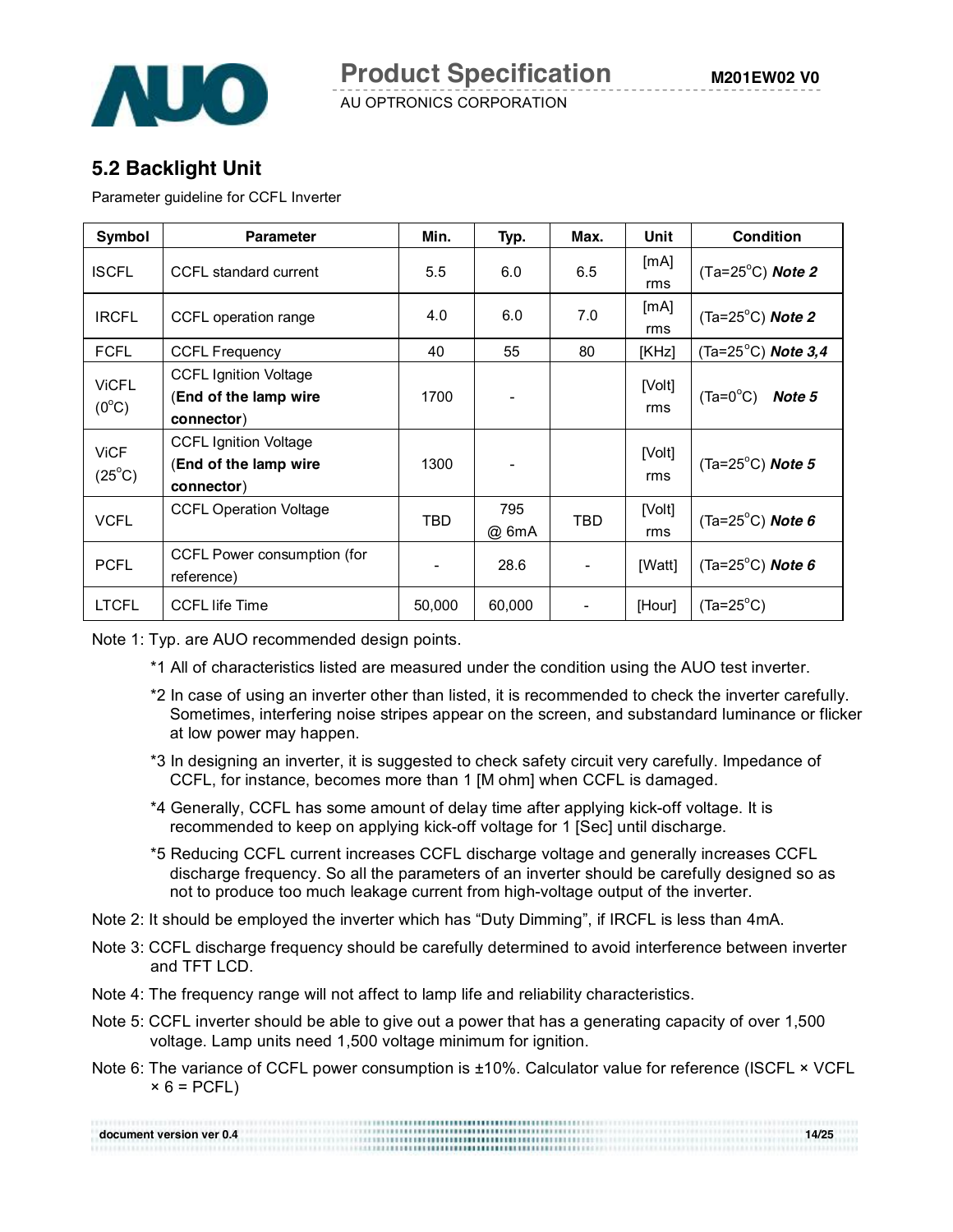## 5.2 Backlight Unit

Parameter guideline for CCFL Inverter

| Symbol | Parameter | Min. | Typ. | Max. | Unit | Condition |
|---|---|---|---|---|---|---|
| ISCFL | CCFL standard current | 5.5 | 6.0 | 6.5 | [mA] rms | (Ta=25°C) ***Note 2*** |
| IRCFL | CCFL operation range | 4.0 | 6.0 | 7.0 | [mA] rms | (Ta=25°C) ***Note 2*** |
| FCFL | CCFL Frequency | 40 | 55 | 80 | [KHz] | (Ta=25°C) ***Note 3,4*** |
| ViCFL (0°C) | CCFL Ignition Voltage (**End of the lamp wire connector**) | 1700 | - | | [Volt] rms | (Ta=0°C) ***Note 5*** |
| ViCF (25°C) | CCFL Ignition Voltage (**End of the lamp wire connector**) | 1300 | - | | [Volt] rms | (Ta=25°C) ***Note 5*** |
| VCFL | CCFL Operation Voltage | TBD | 795 @ 6mA | TBD | [Volt] rms | (Ta=25°C) ***Note 6*** |
| PCFL | CCFL Power consumption (for reference) | - | 28.6 | - | [Watt] | (Ta=25°C) ***Note 6*** |
| LTCFL | CCFL life Time | 50,000 | 60,000 | - | [Hour] | (Ta=25°C) |

Note 1: Typ. are AUO recommended design points.

*1 All of characteristics listed are measured under the condition using the AUO test inverter.

*2 In case of using an inverter other than listed, it is recommended to check the inverter carefully. Sometimes, interfering noise stripes appear on the screen, and substandard luminance or flicker at low power may happen.

*3 In designing an inverter, it is suggested to check safety circuit very carefully. Impedance of CCFL, for instance, becomes more than 1 [M ohm] when CCFL is damaged.

*4 Generally, CCFL has some amount of delay time after applying kick-off voltage. It is recommended to keep on applying kick-off voltage for 1 [Sec] until discharge.

*5 Reducing CCFL current increases CCFL discharge voltage and generally increases CCFL discharge frequency. So all the parameters of an inverter should be carefully designed so as not to produce too much leakage current from high-voltage output of the inverter.

Note 2: It should be employed the inverter which has "Duty Dimming", if IRCFL is less than 4mA.

Note 3: CCFL discharge frequency should be carefully determined to avoid interference between inverter and TFT LCD.

Note 4: The frequency range will not affect to lamp life and reliability characteristics.

Note 5: CCFL inverter should be able to give out a power that has a generating capacity of over 1,500 voltage. Lamp units need 1,500 voltage minimum for ignition.

Note 6: The variance of CCFL power consumption is ±10%. Calculator value for reference (ISCFL × VCFL × 6 = PCFL)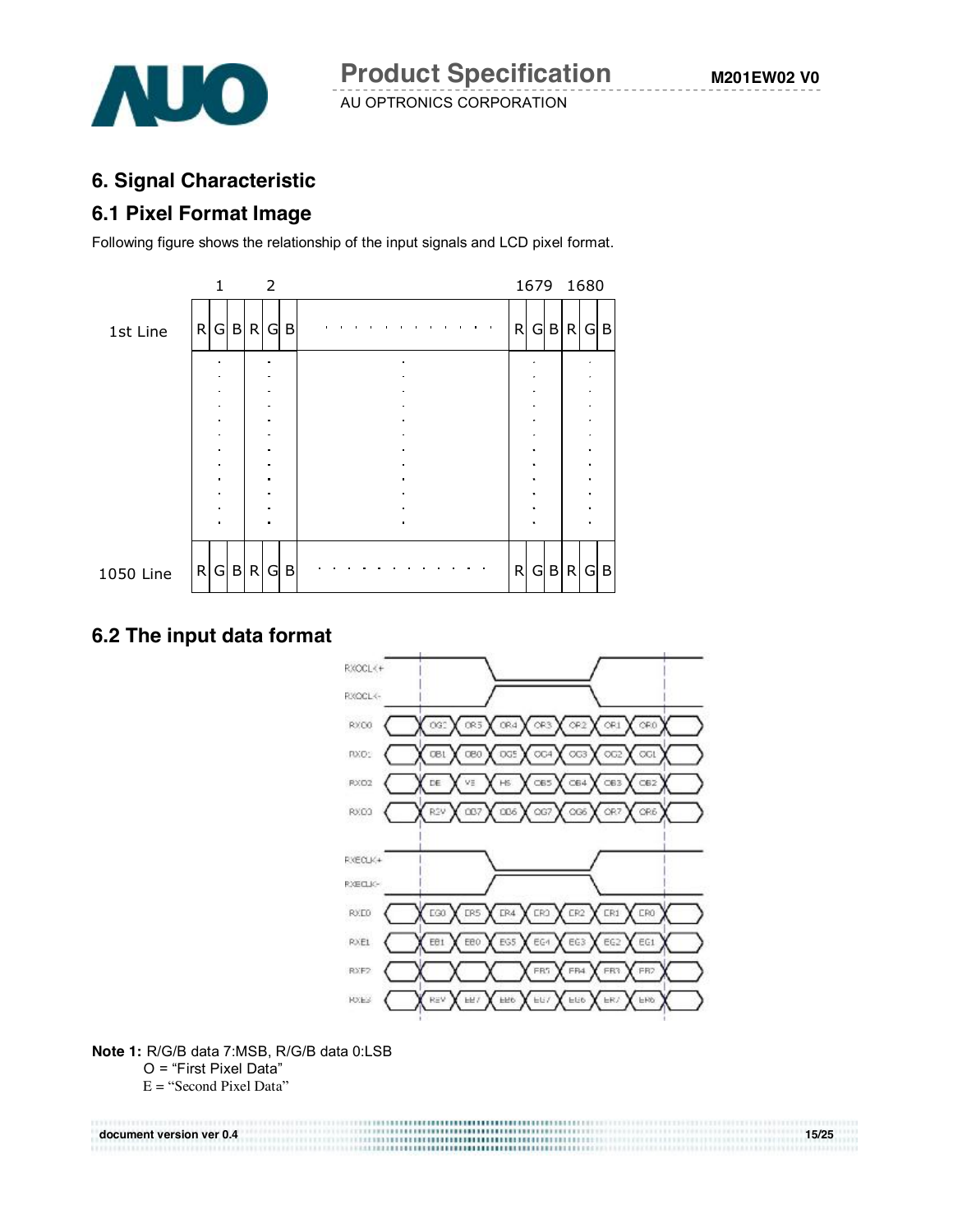## 6. Signal Characteristic

### 6.1 Pixel Format Image

Following figure shows the relationship of the input signals and LCD pixel format.

|  | 1 | | | 2 | | | | 1679 | | | 1680 | | |
|---|---|---|---|---|---|---|---|---|---|---|---|---|---|
| 1st Line | R | G | B | R | G | B | . . . . . . . . . . . . . | R | G | B | R | G | B |
| ⋮ | ⋮ | | | ⋮ | | | ⋮ | ⋮ | | | ⋮ | | |
| 1050 Line | R | G | B | R | G | B | . . . . . . . . . . . . . | R | G | B | R | G | B |

### 6.2 The input data format

| Signal | | | | | | | |
|---|---|---|---|---|---|---|---|
| RXOCLK+ / RXOCLK- | | | | | | | |
| RXO0 | OG0 | OR5 | OR4 | OR3 | OR2 | OR1 | OR0 |
| RXO1 | OB1 | OB0 | OG5 | OG4 | OG3 | OG2 | OG1 |
| RXO2 | DE | VS | HS | OB5 | OB4 | OB3 | OB2 |
| RXO3 | RSV | OB7 | OB6 | OG7 | OG6 | OR7 | OR6 |
| RXECLK+ / RXECLK- | | | | | | | |
| RXE0 | EG0 | ER5 | ER4 | ER3 | ER2 | ER1 | ER0 |
| RXE1 | EB1 | EB0 | EG5 | EG4 | EG3 | EG2 | EG1 |
| RXE2 | | | | EB5 | EB4 | EB3 | EB2 |
| RXE3 | RSV | EB7 | EB6 | EG7 | EG6 | ER7 | ER6 |

**Note 1:** R/G/B data 7:MSB, R/G/B data 0:LSB
O = "First Pixel Data"
E = "Second Pixel Data"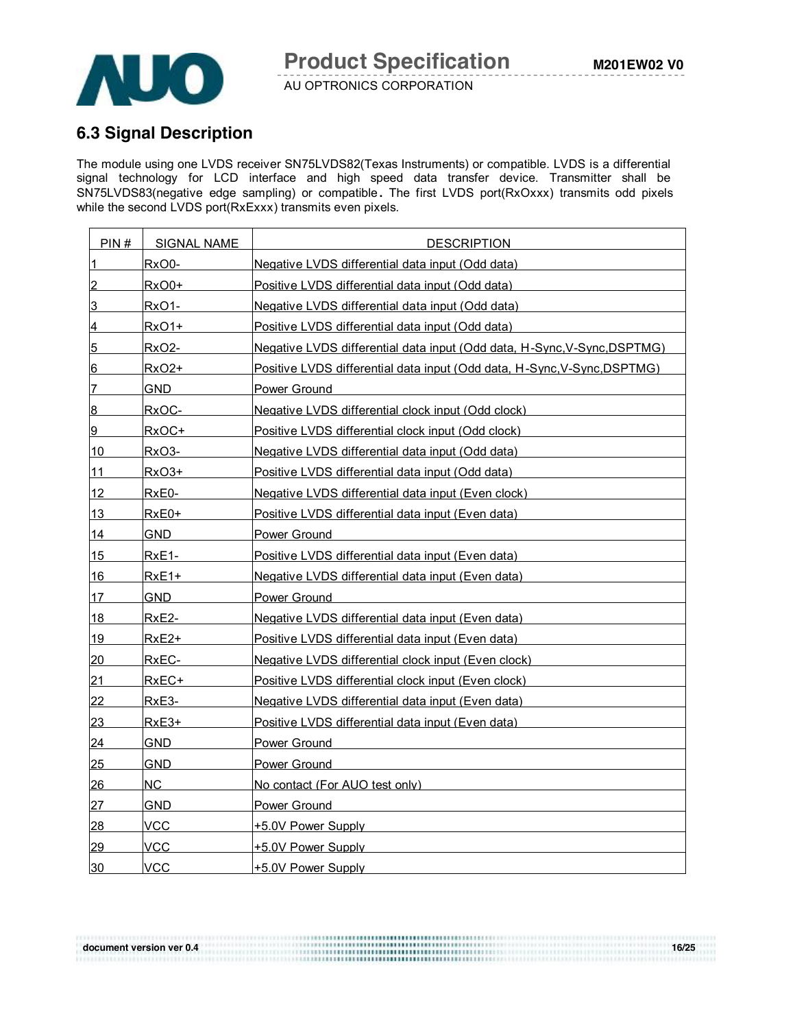## 6.3 Signal Description

The module using one LVDS receiver SN75LVDS82(Texas Instruments) or compatible. LVDS is a differential signal technology for LCD interface and high speed data transfer device. Transmitter shall be SN75LVDS83(negative edge sampling) or compatible. The first LVDS port(RxOxxx) transmits odd pixels while the second LVDS port(RxExxx) transmits even pixels.

| PIN # | SIGNAL NAME | DESCRIPTION |
|---|---|---|
| 1 | RxO0- | Negative LVDS differential data input (Odd data) |
| 2 | RxO0+ | Positive LVDS differential data input (Odd data) |
| 3 | RxO1- | Negative LVDS differential data input (Odd data) |
| 4 | RxO1+ | Positive LVDS differential data input (Odd data) |
| 5 | RxO2- | Negative LVDS differential data input (Odd data, H-Sync,V-Sync,DSPTMG) |
| 6 | RxO2+ | Positive LVDS differential data input (Odd data, H-Sync,V-Sync,DSPTMG) |
| 7 | GND | Power Ground |
| 8 | RxOC- | Negative LVDS differential clock input (Odd clock) |
| 9 | RxOC+ | Positive LVDS differential clock input (Odd clock) |
| 10 | RxO3- | Negative LVDS differential data input (Odd data) |
| 11 | RxO3+ | Positive LVDS differential data input (Odd data) |
| 12 | RxE0- | Negative LVDS differential data input (Even clock) |
| 13 | RxE0+ | Positive LVDS differential data input (Even data) |
| 14 | GND | Power Ground |
| 15 | RxE1- | Positive LVDS differential data input (Even data) |
| 16 | RxE1+ | Negative LVDS differential data input (Even data) |
| 17 | GND | Power Ground |
| 18 | RxE2- | Negative LVDS differential data input (Even data) |
| 19 | RxE2+ | Positive LVDS differential data input (Even data) |
| 20 | RxEC- | Negative LVDS differential clock input (Even clock) |
| 21 | RxEC+ | Positive LVDS differential clock input (Even clock) |
| 22 | RxE3- | Negative LVDS differential data input (Even data) |
| 23 | RxE3+ | Positive LVDS differential data input (Even data) |
| 24 | GND | Power Ground |
| 25 | GND | Power Ground |
| 26 | NC | No contact (For AUO test only) |
| 27 | GND | Power Ground |
| 28 | VCC | +5.0V Power Supply |
| 29 | VCC | +5.0V Power Supply |
| 30 | VCC | +5.0V Power Supply |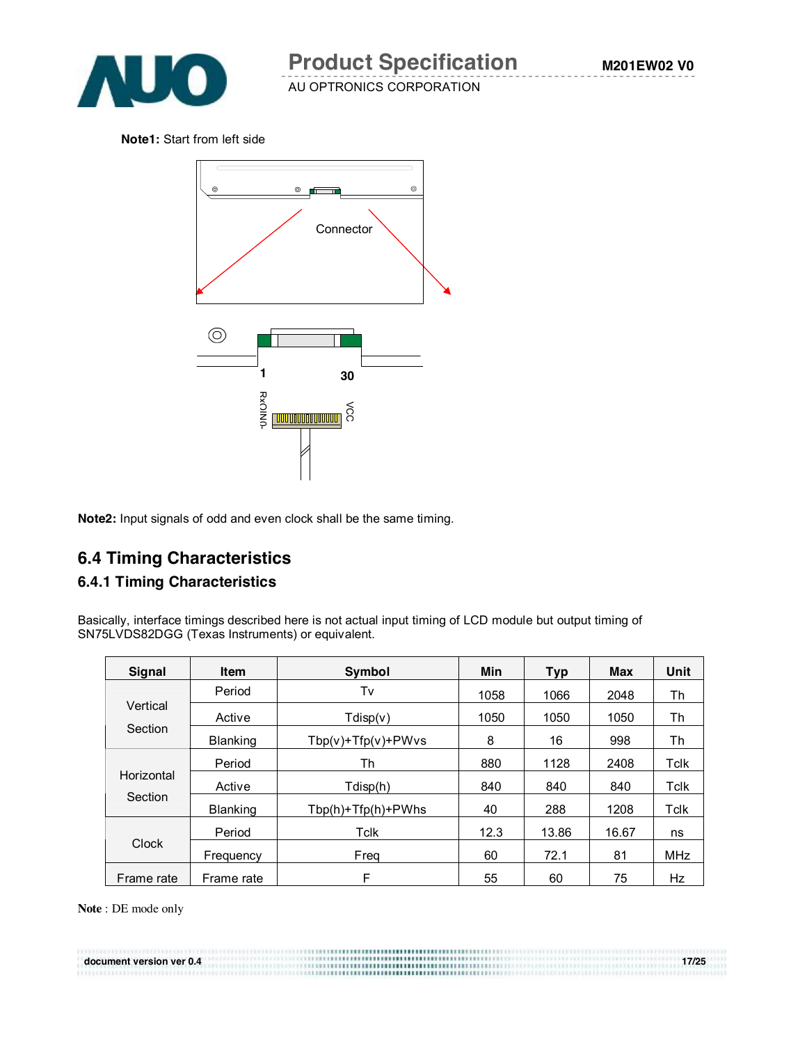**Note1:** Start from left side

Connector

1 30

RxOIN0- VCC

**Note2:** Input signals of odd and even clock shall be the same timing.

## 6.4 Timing Characteristics

### 6.4.1 Timing Characteristics

Basically, interface timings described here is not actual input timing of LCD module but output timing of SN75LVDS82DGG (Texas Instruments) or equivalent.

| Signal | Item | Symbol | Min | Typ | Max | Unit |
|---|---|---|---|---|---|---|
| Vertical Section | Period | Tv | 1058 | 1066 | 2048 | Th |
| | Active | Tdisp(v) | 1050 | 1050 | 1050 | Th |
| | Blanking | Tbp(v)+Tfp(v)+PWvs | 8 | 16 | 998 | Th |
| Horizontal Section | Period | Th | 880 | 1128 | 2408 | Tclk |
| | Active | Tdisp(h) | 840 | 840 | 840 | Tclk |
| | Blanking | Tbp(h)+Tfp(h)+PWhs | 40 | 288 | 1208 | Tclk |
| Clock | Period | Tclk | 12.3 | 13.86 | 16.67 | ns |
| | Frequency | Freq | 60 | 72.1 | 81 | MHz |
| Frame rate | Frame rate | F | 55 | 60 | 75 | Hz |

**Note** : DE mode only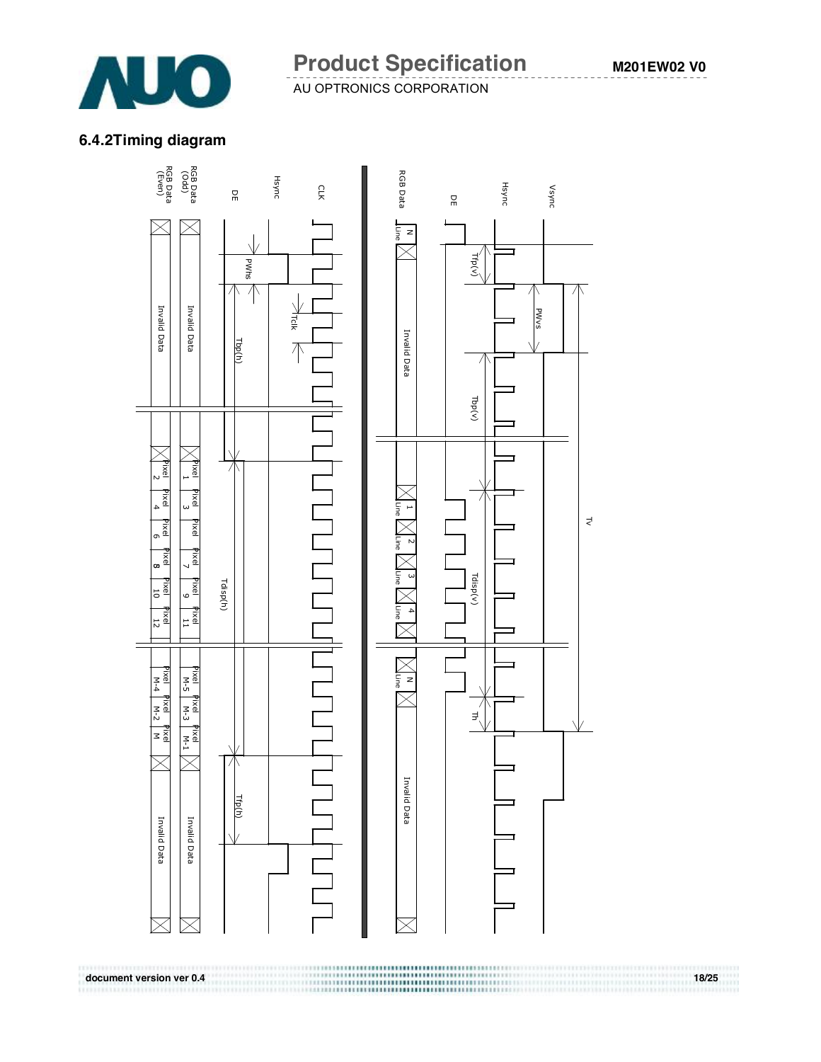### 6.4.2 Timing diagram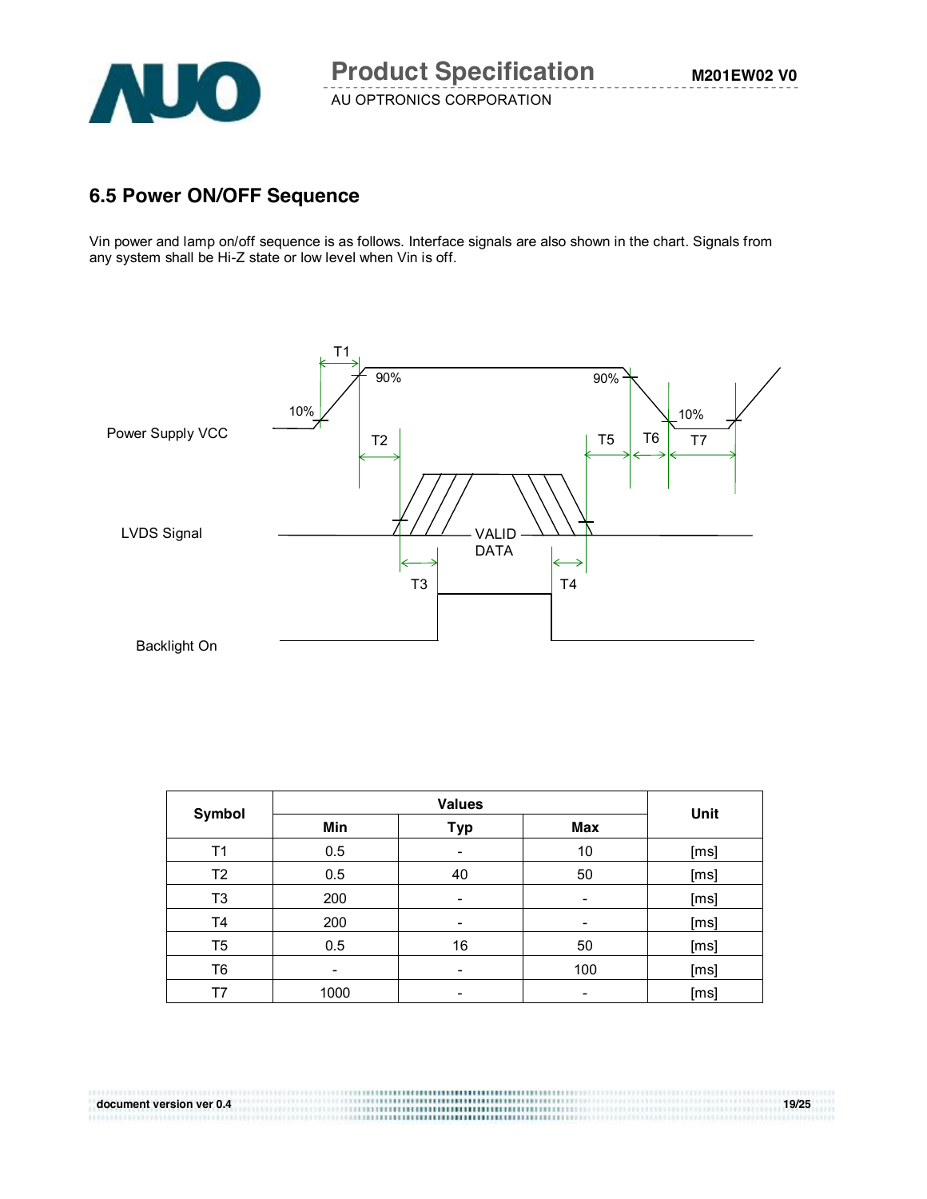## 6.5 Power ON/OFF Sequence

Vin power and lamp on/off sequence is as follows. Interface signals are also shown in the chart. Signals from any system shall be Hi-Z state or low level when Vin is off.

| Symbol | Values | | | Unit |
|---|---|---|---|---|
| | Min | Typ | Max | |
| T1 | 0.5 | - | 10 | [ms] |
| T2 | 0.5 | 40 | 50 | [ms] |
| T3 | 200 | - | - | [ms] |
| T4 | 200 | - | - | [ms] |
| T5 | 0.5 | 16 | 50 | [ms] |
| T6 | - | - | 100 | [ms] |
| T7 | 1000 | - | - | [ms] |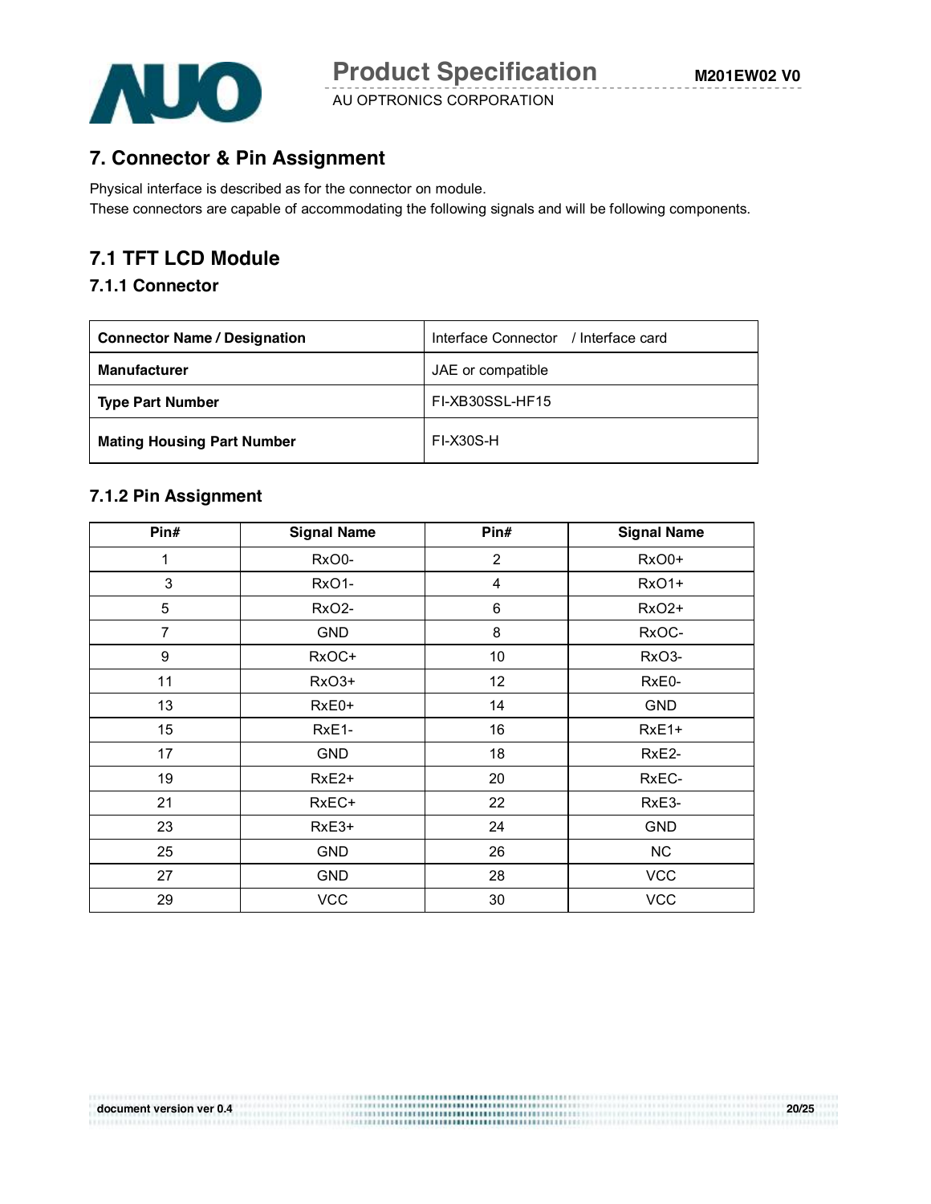## 7. Connector & Pin Assignment

Physical interface is described as for the connector on module.
These connectors are capable of accommodating the following signals and will be following components.

## 7.1 TFT LCD Module

### 7.1.1 Connector

| **Connector Name / Designation** | Interface Connector / Interface card |
|---|---|
| **Manufacturer** | JAE or compatible |
| **Type Part Number** | FI-XB30SSL-HF15 |
| **Mating Housing Part Number** | FI-X30S-H |

### 7.1.2 Pin Assignment

| Pin# | Signal Name | Pin# | Signal Name |
|---|---|---|---|
| 1 | RxO0- | 2 | RxO0+ |
| 3 | RxO1- | 4 | RxO1+ |
| 5 | RxO2- | 6 | RxO2+ |
| 7 | GND | 8 | RxOC- |
| 9 | RxOC+ | 10 | RxO3- |
| 11 | RxO3+ | 12 | RxE0- |
| 13 | RxE0+ | 14 | GND |
| 15 | RxE1- | 16 | RxE1+ |
| 17 | GND | 18 | RxE2- |
| 19 | RxE2+ | 20 | RxEC- |
| 21 | RxEC+ | 22 | RxE3- |
| 23 | RxE3+ | 24 | GND |
| 25 | GND | 26 | NC |
| 27 | GND | 28 | VCC |
| 29 | VCC | 30 | VCC |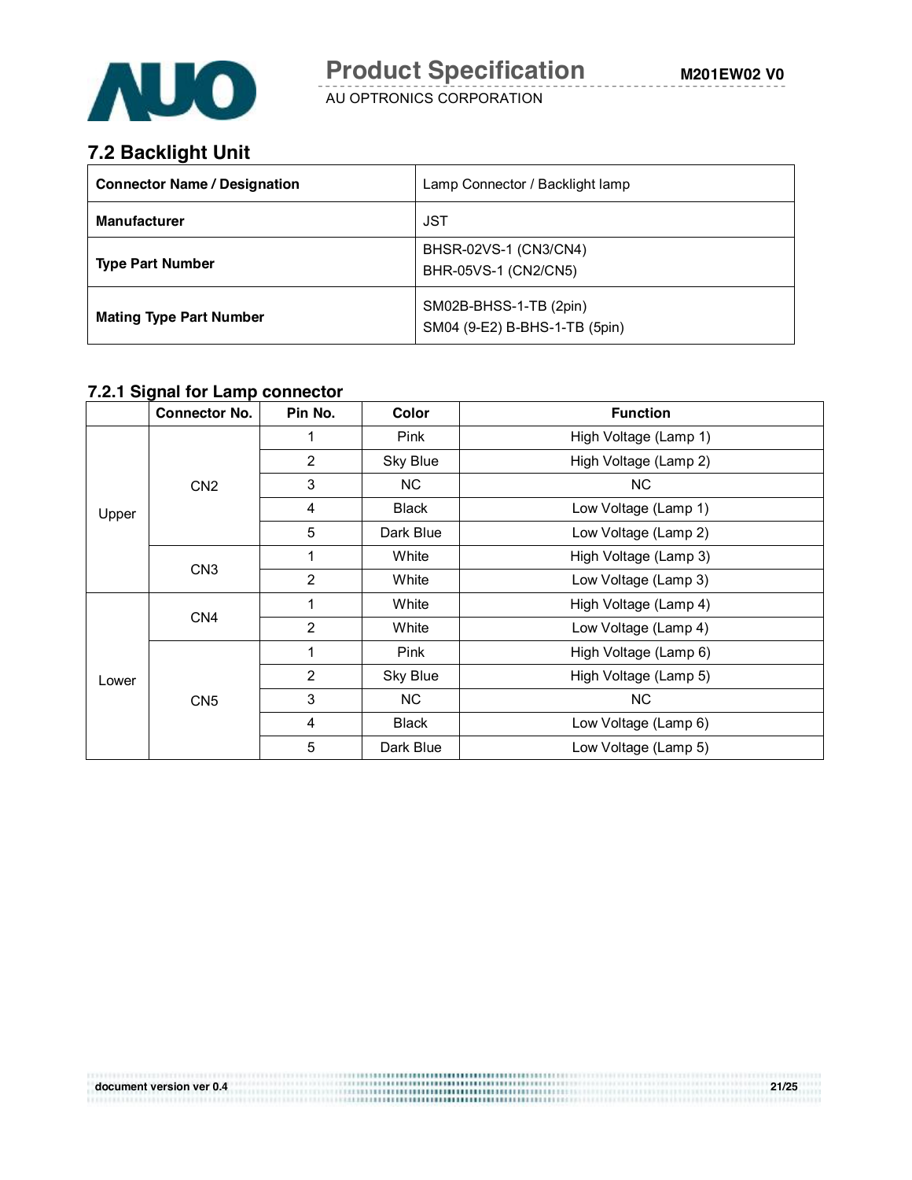## 7.2 Backlight Unit

| **Connector Name / Designation** | Lamp Connector / Backlight lamp |
|---|---|
| **Manufacturer** | JST |
| **Type Part Number** | BHSR-02VS-1 (CN3/CN4)<br>BHR-05VS-1 (CN2/CN5) |
| **Mating Type Part Number** | SM02B-BHSS-1-TB (2pin)<br>SM04 (9-E2) B-BHS-1-TB (5pin) |

### 7.2.1 Signal for Lamp connector

| | Connector No. | Pin No. | Color | Function |
|---|---|---|---|---|
| Upper | CN2 | 1 | Pink | High Voltage (Lamp 1) |
| | | 2 | Sky Blue | High Voltage (Lamp 2) |
| | | 3 | NC | NC |
| | | 4 | Black | Low Voltage (Lamp 1) |
| | | 5 | Dark Blue | Low Voltage (Lamp 2) |
| | CN3 | 1 | White | High Voltage (Lamp 3) |
| | | 2 | White | Low Voltage (Lamp 3) |
| Lower | CN4 | 1 | White | High Voltage (Lamp 4) |
| | | 2 | White | Low Voltage (Lamp 4) |
| | CN5 | 1 | Pink | High Voltage (Lamp 6) |
| | | 2 | Sky Blue | High Voltage (Lamp 5) |
| | | 3 | NC | NC |
| | | 4 | Black | Low Voltage (Lamp 6) |
| | | 5 | Dark Blue | Low Voltage (Lamp 5) |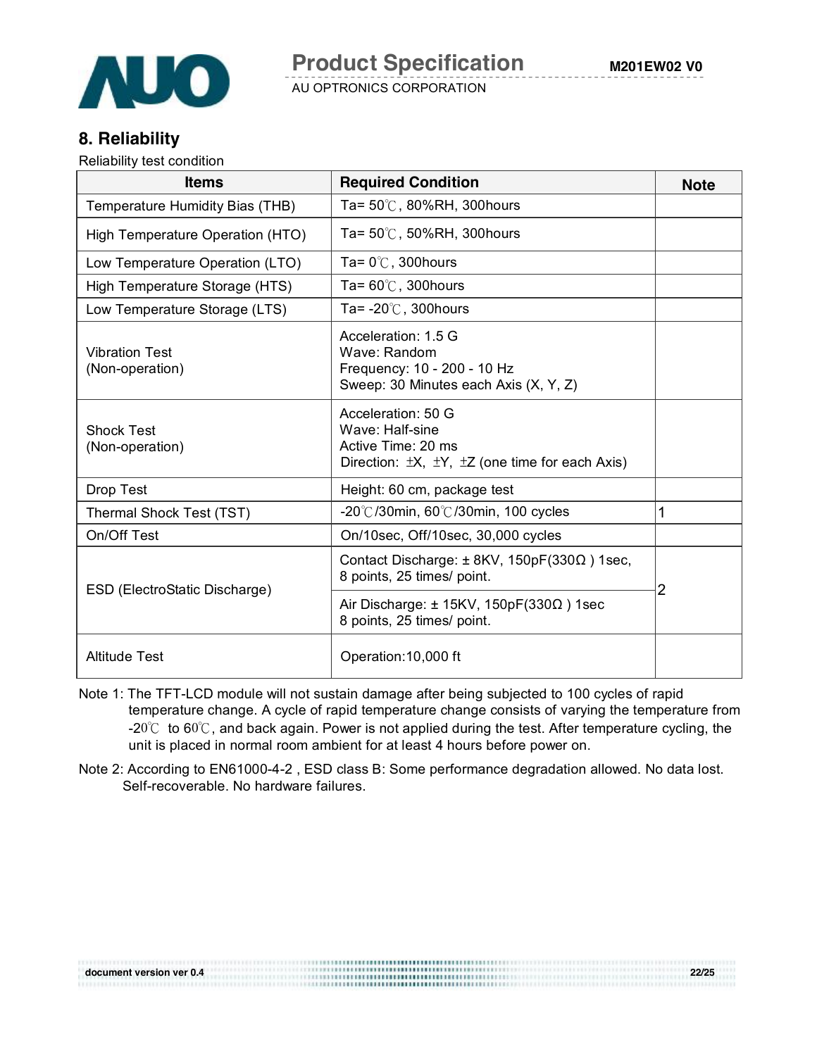## 8. Reliability

Reliability test condition

| Items | Required Condition | Note |
|---|---|---|
| Temperature Humidity Bias (THB) | Ta= 50℃, 80%RH, 300hours | |
| High Temperature Operation (HTO) | Ta= 50℃, 50%RH, 300hours | |
| Low Temperature Operation (LTO) | Ta= 0℃, 300hours | |
| High Temperature Storage (HTS) | Ta= 60℃, 300hours | |
| Low Temperature Storage (LTS) | Ta= -20℃, 300hours | |
| Vibration Test (Non-operation) | Acceleration: 1.5 G<br>Wave: Random<br>Frequency: 10 - 200 - 10 Hz<br>Sweep: 30 Minutes each Axis (X, Y, Z) | |
| Shock Test (Non-operation) | Acceleration: 50 G<br>Wave: Half-sine<br>Active Time: 20 ms<br>Direction: ±X, ±Y, ±Z (one time for each Axis) | |
| Drop Test | Height: 60 cm, package test | |
| Thermal Shock Test (TST) | -20℃/30min, 60℃/30min, 100 cycles | 1 |
| On/Off Test | On/10sec, Off/10sec, 30,000 cycles | |
| ESD (ElectroStatic Discharge) | Contact Discharge: ± 8KV, 150pF(330Ω ) 1sec, 8 points, 25 times/ point. | 2 |
| | Air Discharge: ± 15KV, 150pF(330Ω ) 1sec 8 points, 25 times/ point. | |
| Altitude Test | Operation:10,000 ft | |

Note 1: The TFT-LCD module will not sustain damage after being subjected to 100 cycles of rapid temperature change. A cycle of rapid temperature change consists of varying the temperature from -20℃ to 60℃, and back again. Power is not applied during the test. After temperature cycling, the unit is placed in normal room ambient for at least 4 hours before power on.

Note 2: According to EN61000-4-2 , ESD class B: Some performance degradation allowed. No data lost. Self-recoverable. No hardware failures.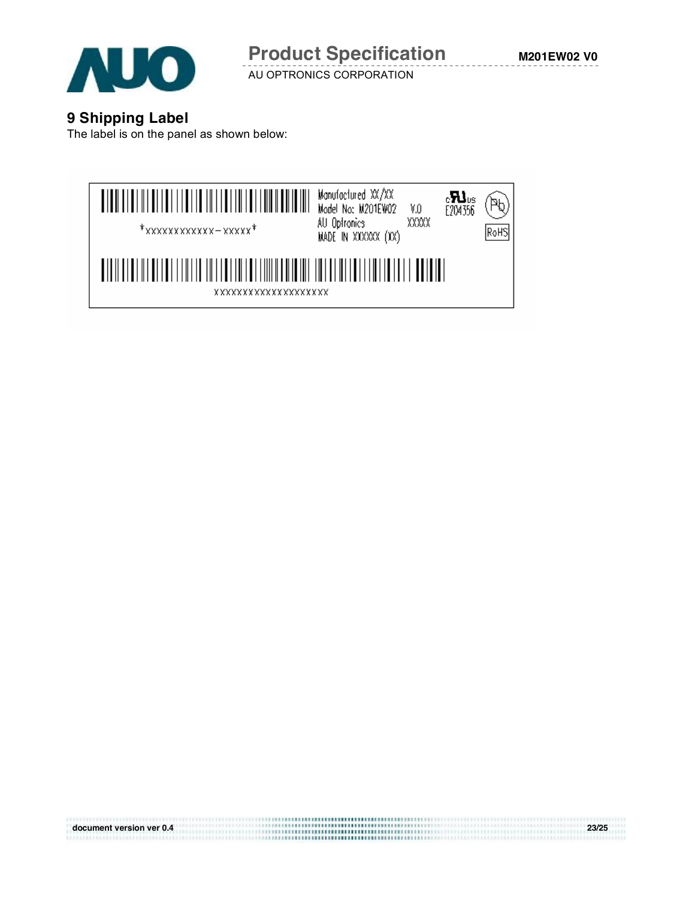## 9 Shipping Label

The label is on the panel as shown below:

*XXXXXXXXXXXX-XXXXX*

Manufactured XX/XX
Model No: M201EW02 V.0
AU Optronics XXXXX
MADE IN XXXXXX (XX)

c UL us E204356

Pb

RoHS

XXXXXXXXXXXXXXXXXXXX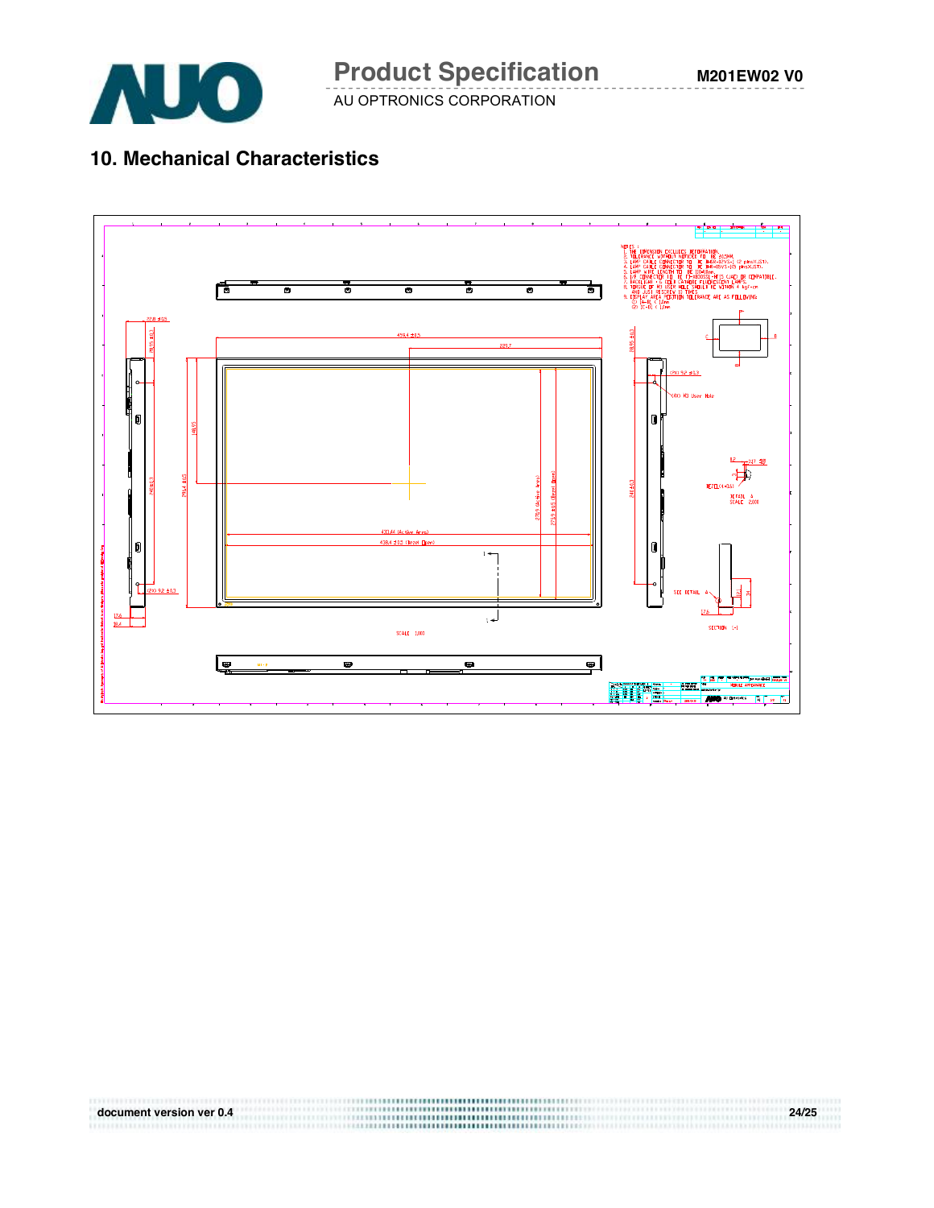## 10. Mechanical Characteristics

NOTES :
1. THE DIMENSION EXCLUDES DEFORMATION.
2. TOLERANCE WITHOUT NOTICED TO BE ±0.5MM.
3. LAMP CABLE CONNECTOR TO BE BHSR-02VS-1 (2 pins/JST).
4. LAMP CABLE CONNECTOR TO BE BHR-05VS-1(5 pins/JST).
5. LAMP WIRE LENGTH TO BE 100±10mm.
6. LVDS CONNECTOR TO BE FI-XB30SSL-HF15 (JAE) OR COMPATIBLE.
7. BACKLIGHT : U COLD CATHODE FLUORESCENT LAMPS.
8. TORQUE OF M3 USER HOLE SHOULD BE WITHIN 4 kgf-cm AND JUST RESCREW 10 TIMES.
9. DISPLAY AREA POSITION TOLERANCE ARE AS FOLLOWING:
(1) |A-B| < 1.0mm
(2) |C-D| < 1.0mm

438.4 ±0.5
225.7
433.44 (Active Area)
438.4 ±0.5 (Bezel Open)
270.9 (Active Area)
275.9 ±0.5 (Bezel Open)
295.4 ±0.5
148.95
248 ±0.3
22.8 ±0.25
28.65 ±0.3
(2X) 9.2 ±0.3
4X0 M3 User Hole
DETAIL A
SCALE 2.000
SEE DETAIL A
SECTION 1-1
SCALE 1.000
17.6
20.4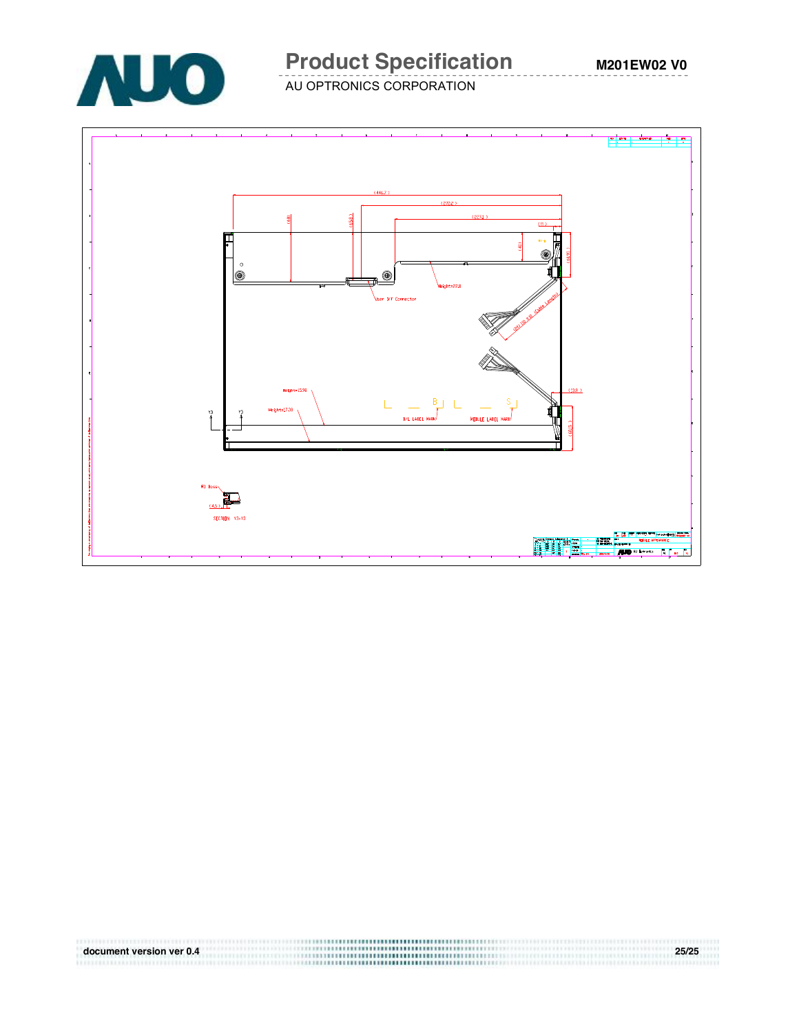(446.7)

(272.2)

(227.1)

(11)

(49)

(48.6)

(40)

(40.5)

Height=22.8

User I/F Connector

(Cable Length)

Height=15.98

Height=17.38

Y3

Y3

B

S

X/L LABEL MARK

MODULE LABEL MARK

(39)

(40.5)

M3 Boss

(4.5)

SECTION Y3-Y3